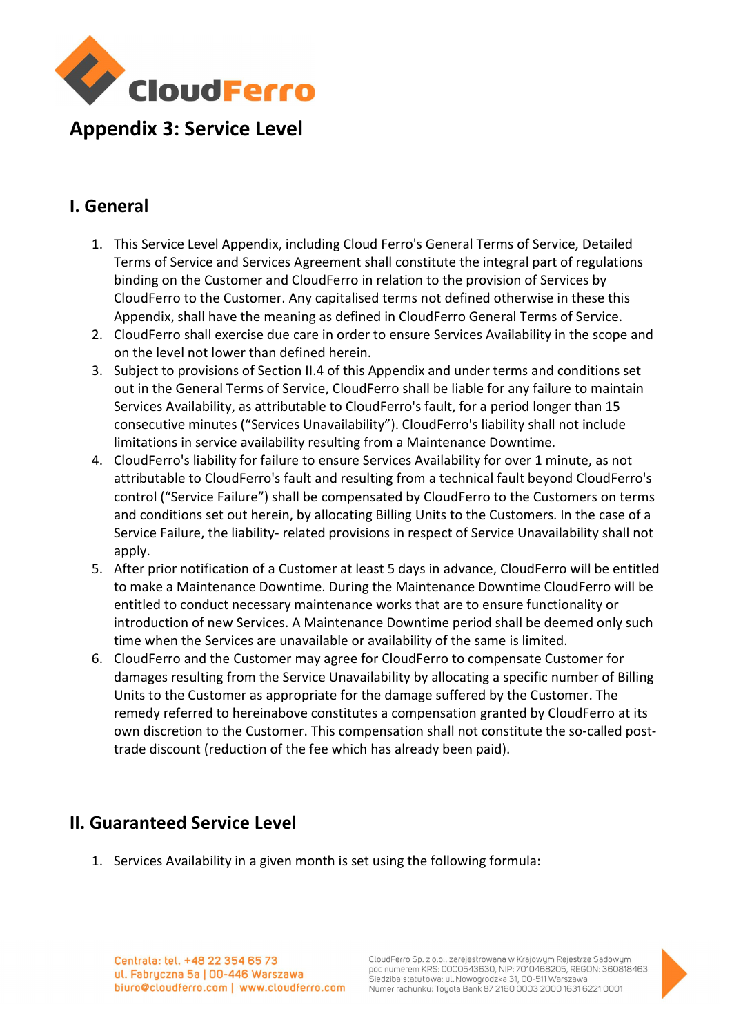# Appendix 3: Service Level

## I. General

1. This Service Level Appendix, including Cloud Ferro's General Terms of Service, Detailed Terms of Service and Services Agreement shall constitute the integral part of regulations binding on the Customer and CloudFerro in relation to the provision of Services by CloudFerro to the Customer. Any capitalised terms not defined otherwise in these this Appendix, shall have the meaning as defined in CloudFerro General Terms of Service.
2. CloudFerro shall exercise due care in order to ensure Services Availability in the scope and on the level not lower than defined herein.
3. Subject to provisions of Section II.4 of this Appendix and under terms and conditions set out in the General Terms of Service, CloudFerro shall be liable for any failure to maintain Services Availability, as attributable to CloudFerro's fault, for a period longer than 15 consecutive minutes ("Services Unavailability"). CloudFerro's liability shall not include limitations in service availability resulting from a Maintenance Downtime.
4. CloudFerro's liability for failure to ensure Services Availability for over 1 minute, as not attributable to CloudFerro's fault and resulting from a technical fault beyond CloudFerro's control ("Service Failure") shall be compensated by CloudFerro to the Customers on terms and conditions set out herein, by allocating Billing Units to the Customers. In the case of a Service Failure, the liability- related provisions in respect of Service Unavailability shall not apply.
5. After prior notification of a Customer at least 5 days in advance, CloudFerro will be entitled to make a Maintenance Downtime. During the Maintenance Downtime CloudFerro will be entitled to conduct necessary maintenance works that are to ensure functionality or introduction of new Services. A Maintenance Downtime period shall be deemed only such time when the Services are unavailable or availability of the same is limited.
6. CloudFerro and the Customer may agree for CloudFerro to compensate Customer for damages resulting from the Service Unavailability by allocating a specific number of Billing Units to the Customer as appropriate for the damage suffered by the Customer. The remedy referred to hereinabove constitutes a compensation granted by CloudFerro at its own discretion to the Customer. This compensation shall not constitute the so-called post-trade discount (reduction of the fee which has already been paid).

## II. Guaranteed Service Level

1. Services Availability in a given month is set using the following formula: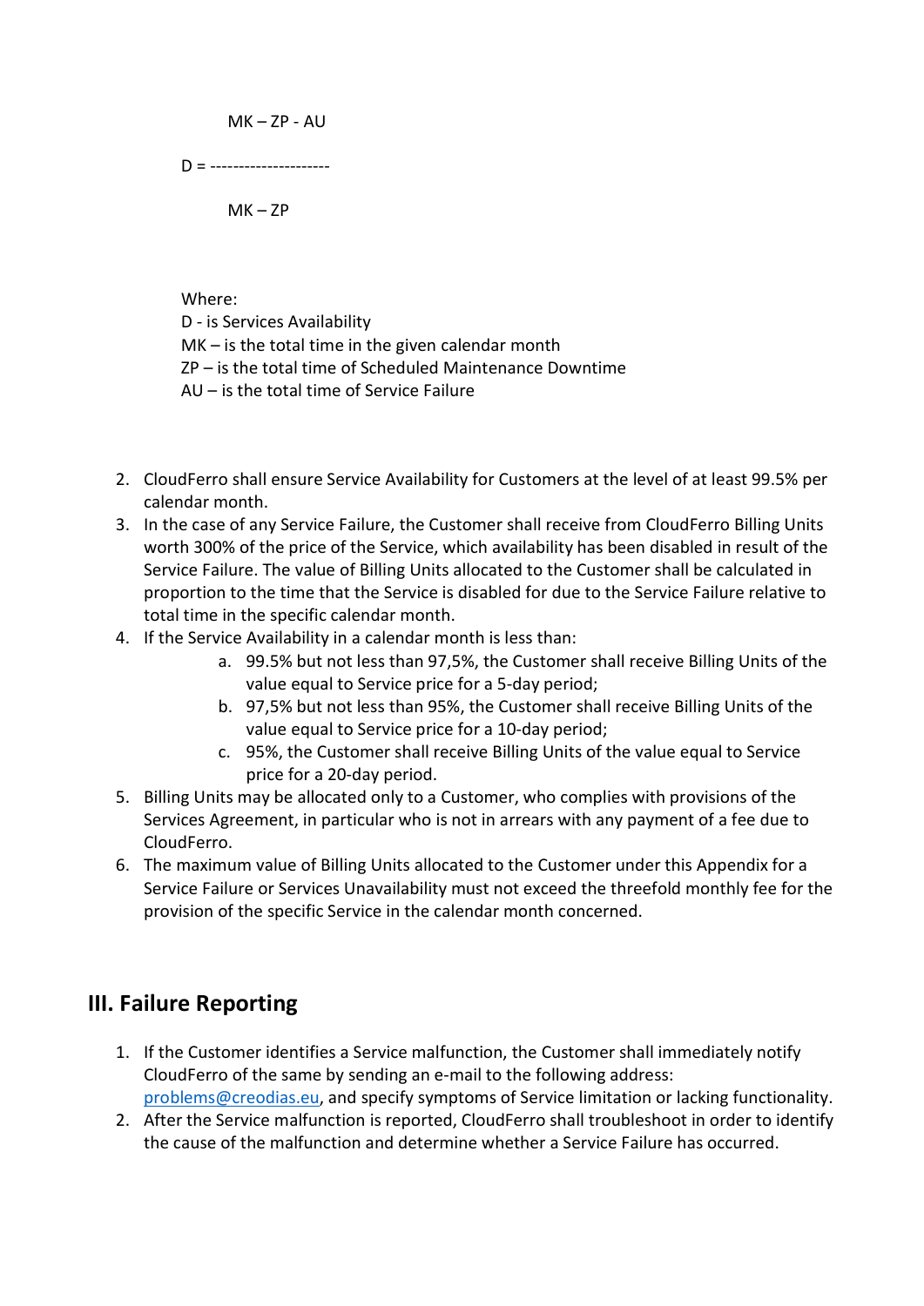$$D = \frac{MK - ZP - AU}{MK - ZP}$$

Where:
D - is Services Availability
MK – is the total time in the given calendar month
ZP – is the total time of Scheduled Maintenance Downtime
AU – is the total time of Service Failure

2. CloudFerro shall ensure Service Availability for Customers at the level of at least 99.5% per calendar month.
3. In the case of any Service Failure, the Customer shall receive from CloudFerro Billing Units worth 300% of the price of the Service, which availability has been disabled in result of the Service Failure. The value of Billing Units allocated to the Customer shall be calculated in proportion to the time that the Service is disabled for due to the Service Failure relative to total time in the specific calendar month.
4. If the Service Availability in a calendar month is less than:
   a. 99.5% but not less than 97,5%, the Customer shall receive Billing Units of the value equal to Service price for a 5-day period;
   b. 97,5% but not less than 95%, the Customer shall receive Billing Units of the value equal to Service price for a 10-day period;
   c. 95%, the Customer shall receive Billing Units of the value equal to Service price for a 20-day period.
5. Billing Units may be allocated only to a Customer, who complies with provisions of the Services Agreement, in particular who is not in arrears with any payment of a fee due to CloudFerro.
6. The maximum value of Billing Units allocated to the Customer under this Appendix for a Service Failure or Services Unavailability must not exceed the threefold monthly fee for the provision of the specific Service in the calendar month concerned.

## III. Failure Reporting

1. If the Customer identifies a Service malfunction, the Customer shall immediately notify CloudFerro of the same by sending an e-mail to the following address: problems@creodias.eu, and specify symptoms of Service limitation or lacking functionality.
2. After the Service malfunction is reported, CloudFerro shall troubleshoot in order to identify the cause of the malfunction and determine whether a Service Failure has occurred.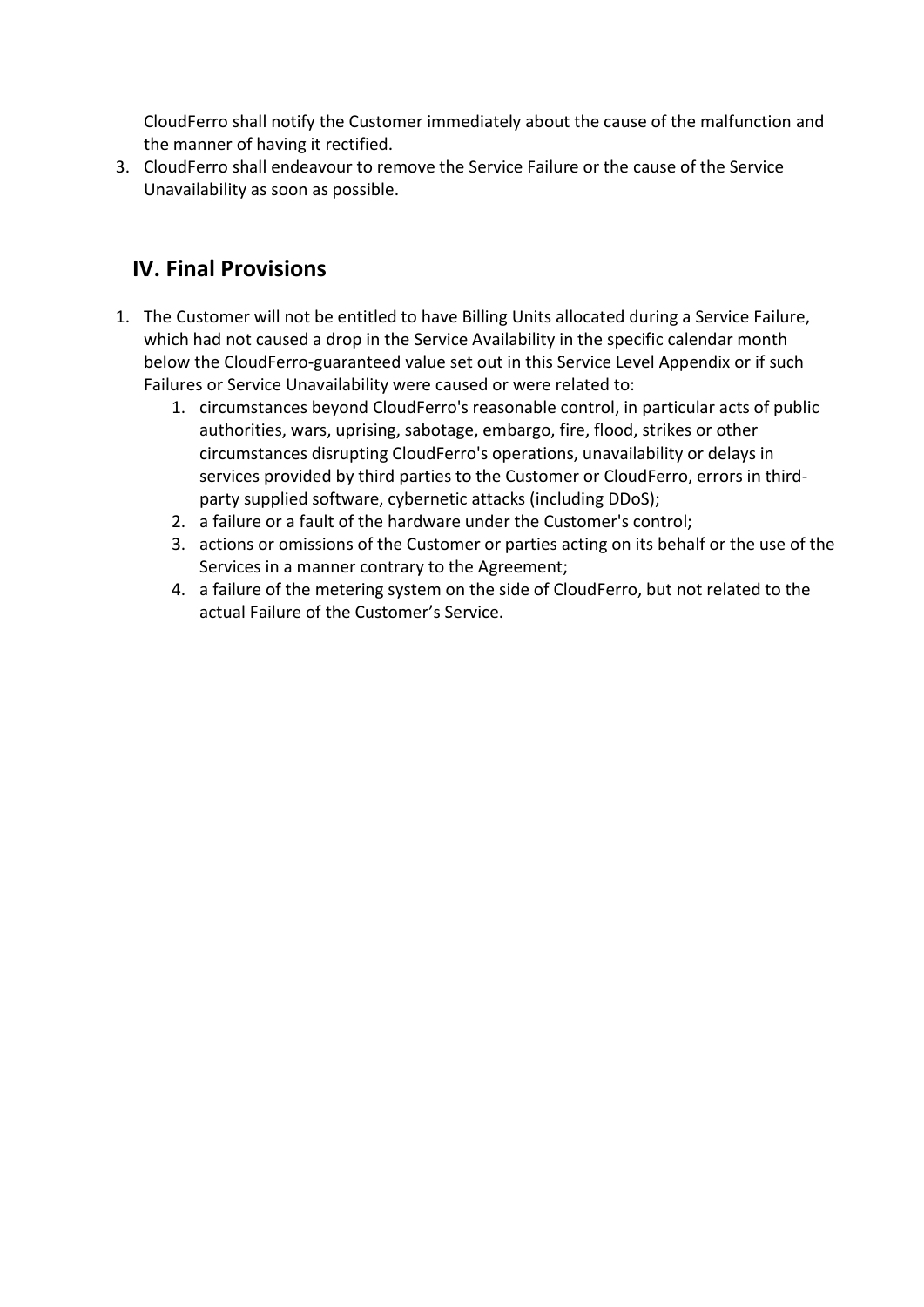CloudFerro shall notify the Customer immediately about the cause of the malfunction and the manner of having it rectified.

3. CloudFerro shall endeavour to remove the Service Failure or the cause of the Service Unavailability as soon as possible.

## IV. Final Provisions

1. The Customer will not be entitled to have Billing Units allocated during a Service Failure, which had not caused a drop in the Service Availability in the specific calendar month below the CloudFerro-guaranteed value set out in this Service Level Appendix or if such Failures or Service Unavailability were caused or were related to:
    1. circumstances beyond CloudFerro's reasonable control, in particular acts of public authorities, wars, uprising, sabotage, embargo, fire, flood, strikes or other circumstances disrupting CloudFerro's operations, unavailability or delays in services provided by third parties to the Customer or CloudFerro, errors in third-party supplied software, cybernetic attacks (including DDoS);
    2. a failure or a fault of the hardware under the Customer's control;
    3. actions or omissions of the Customer or parties acting on its behalf or the use of the Services in a manner contrary to the Agreement;
    4. a failure of the metering system on the side of CloudFerro, but not related to the actual Failure of the Customer's Service.